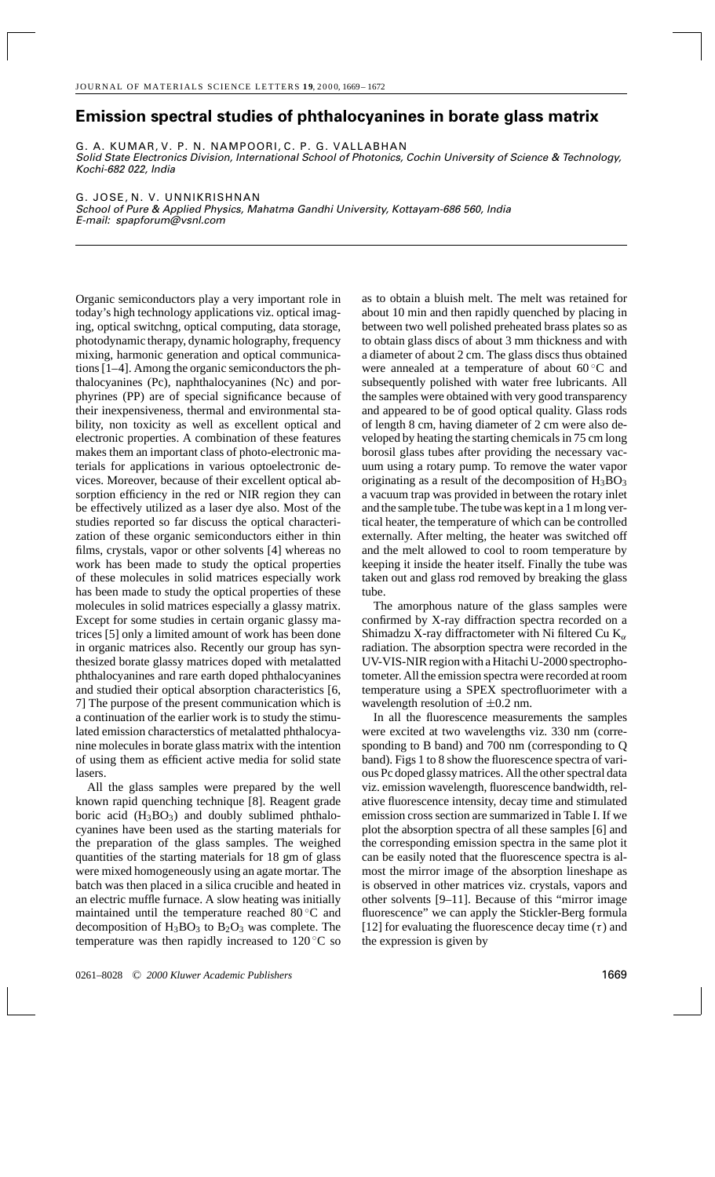# Emission spectral studies of phthalocyanines in borate glass matrix

G. A. KUMAR, V. P. N. NAMPOORI, C. P. G. VALLABHAN
*Solid State Electronics Division, International School of Photonics, Cochin University of Science & Technology, Kochi-682 022, India*

G. JOSE, N. V. UNNIKRISHNAN
*School of Pure & Applied Physics, Mahatma Gandhi University, Kottayam-686 560, India*
*E-mail: spapforum@vsnl.com*

---

Organic semiconductors play a very important role in today's high technology applications viz. optical imaging, optical switchng, optical computing, data storage, photodynamic therapy, dynamic holography, frequency mixing, harmonic generation and optical communications [1–4]. Among the organic semiconductors the phthalocyanines (Pc), naphthalocyanines (Nc) and porphyrines (PP) are of special significance because of their inexpensiveness, thermal and environmental stability, non toxicity as well as excellent optical and electronic properties. A combination of these features makes them an important class of photo-electronic materials for applications in various optoelectronic devices. Moreover, because of their excellent optical absorption efficiency in the red or NIR region they can be effectively utilized as a laser dye also. Most of the studies reported so far discuss the optical characterization of these organic semiconductors either in thin films, crystals, vapor or other solvents [4] whereas no work has been made to study the optical properties of these molecules in solid matrices especially work has been made to study the optical properties of these molecules in solid matrices especially a glassy matrix. Except for some studies in certain organic glassy matrices [5] only a limited amount of work has been done in organic matrices also. Recently our group has synthesized borate glassy matrices doped with metalatted phthalocyanines and rare earth doped phthalocyanines and studied their optical absorption characteristics [6, 7] The purpose of the present communication which is a continuation of the earlier work is to study the stimulated emission characterstics of metalatted phthalocyanine molecules in borate glass matrix with the intention of using them as efficient active media for solid state lasers.

All the glass samples were prepared by the well known rapid quenching technique [8]. Reagent grade boric acid ($H_3BO_3$) and doubly sublimed phthalocyanines have been used as the starting materials for the preparation of the glass samples. The weighed quantities of the starting materials for 18 gm of glass were mixed homogeneously using an agate mortar. The batch was then placed in a silica crucible and heated in an electric muffle furnace. A slow heating was initially maintained until the temperature reached 80 °C and decomposition of $H_3BO_3$ to $B_2O_3$ was complete. The temperature was then rapidly increased to 120 °C so as to obtain a bluish melt. The melt was retained for about 10 min and then rapidly quenched by placing in between two well polished preheated brass plates so as to obtain glass discs of about 3 mm thickness and with a diameter of about 2 cm. The glass discs thus obtained were annealed at a temperature of about 60 °C and subsequently polished with water free lubricants. All the samples were obtained with very good transparency and appeared to be of good optical quality. Glass rods of length 8 cm, having diameter of 2 cm were also developed by heating the starting chemicals in 75 cm long borosil glass tubes after providing the necessary vacuum using a rotary pump. To remove the water vapor originating as a result of the decomposition of $H_3BO_3$ a vacuum trap was provided in between the rotary inlet and the sample tube. The tube was kept in a 1 m long vertical heater, the temperature of which can be controlled externally. After melting, the heater was switched off and the melt allowed to cool to room temperature by keeping it inside the heater itself. Finally the tube was taken out and glass rod removed by breaking the glass tube.

The amorphous nature of the glass samples were confirmed by X-ray diffraction spectra recorded on a Shimadzu X-ray diffractometer with Ni filtered Cu $K_\alpha$ radiation. The absorption spectra were recorded in the UV-VIS-NIR region with a Hitachi U-2000 spectrophotometer. All the emission spectra were recorded at room temperature using a SPEX spectrofluorimeter with a wavelength resolution of ±0.2 nm.

In all the fluorescence measurements the samples were excited at two wavelengths viz. 330 nm (corresponding to B band) and 700 nm (corresponding to Q band). Figs 1 to 8 show the fluorescence spectra of various Pc doped glassy matrices. All the other spectral data viz. emission wavelength, fluorescence bandwidth, relative fluorescence intensity, decay time and stimulated emission cross section are summarized in Table I. If we plot the absorption spectra of all these samples [6] and the corresponding emission spectra in the same plot it can be easily noted that the fluorescence spectra is almost the mirror image of the absorption lineshape as is observed in other matrices viz. crystals, vapors and other solvents [9–11]. Because of this "mirror image fluorescence" we can apply the Stickler-Berg formula [12] for evaluating the fluorescence decay time ($\tau$) and the expression is given by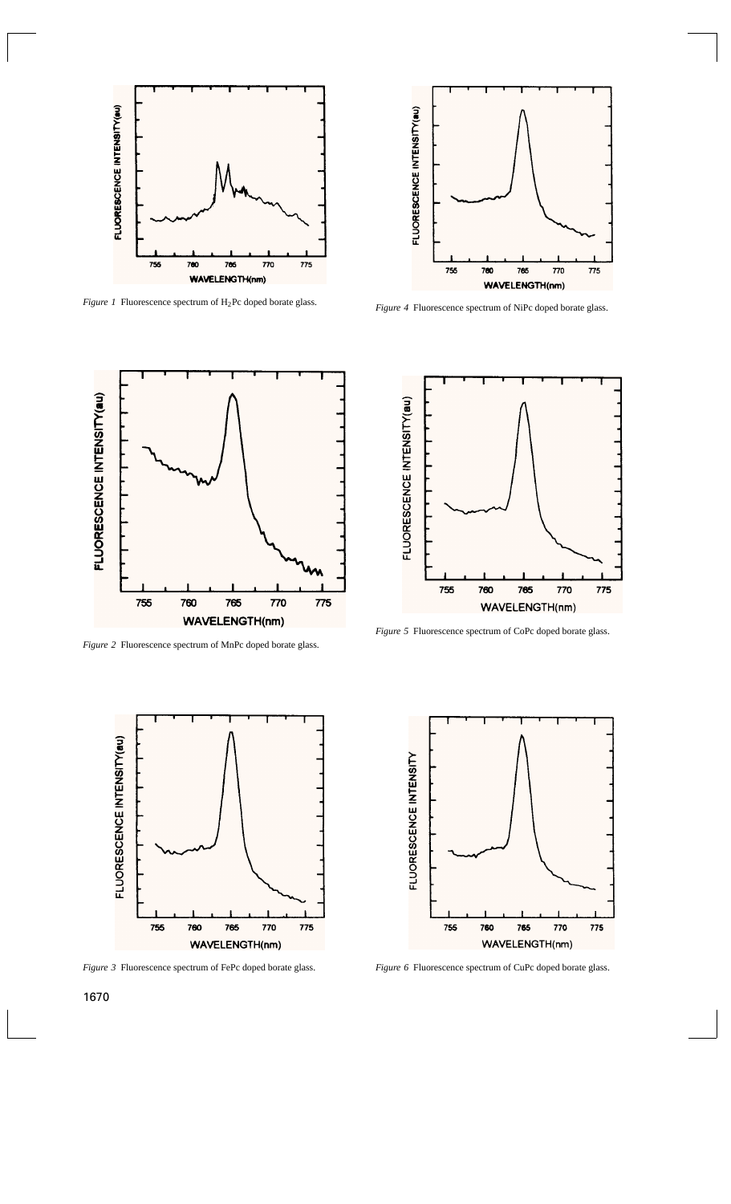*Figure 1* Fluorescence spectrum of $H_2Pc$ doped borate glass.

*Figure 4* Fluorescence spectrum of NiPc doped borate glass.

*Figure 2* Fluorescence spectrum of MnPc doped borate glass.

*Figure 5* Fluorescence spectrum of CoPc doped borate glass.

*Figure 3* Fluorescence spectrum of FePc doped borate glass.

*Figure 6* Fluorescence spectrum of CuPc doped borate glass.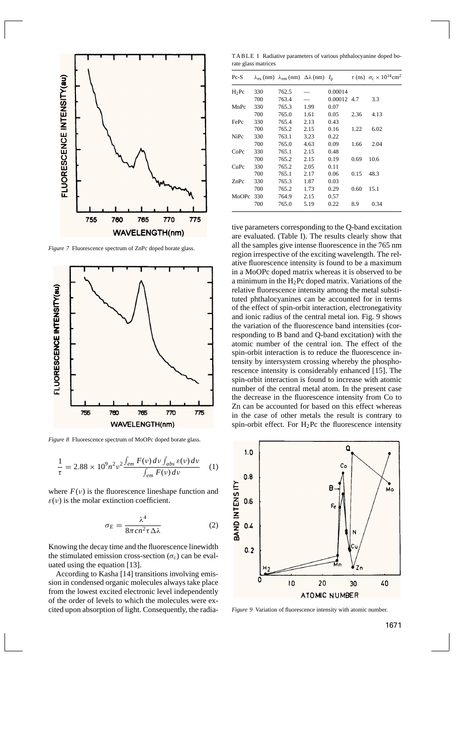*Figure 7* Fluorescence spectrum of ZnPc doped borate glass.

*Figure 8* Fluorescence spectrum of MoOPc doped borate glass.

$$\frac{1}{\tau} = 2.88 \times 10^9 n^2 \nu^2 \frac{\int_{em} F(\nu)\, d\nu \int_{abs} \varepsilon(\nu)\, d\nu}{\int_{em} F(\nu)\, d\nu} \quad (1)$$

where $F(\nu)$ is the fluorescence lineshape function and $\varepsilon(\nu)$ is the molar extinction coefficient.

$$\sigma_E = \frac{\lambda^4}{8\pi c n^2 \tau \Delta\lambda} \quad (2)$$

Knowing the decay time and the fluorescence linewidth the stimulated emission cross-section ($\sigma_c$) can be evaluated using the equation [13].

According to Kasha [14] transitions involving emission in condensed organic molecules always take place from the lowest excited electronic level independently of the order of levels to which the molecules were excited upon absorption of light. Consequently, the radiative parameters corresponding to the Q-band excitation are evaluated. (Table I). The results clearly show that all the samples give intense fluorescence in the 765 nm region irrespective of the exciting wavelength. The relative fluorescence intensity is found to be a maximum in a MoOPc doped matrix whereas it is observed to be a minimum in the $H_2$Pc doped matrix. Variations of the relative fluorescence intensity among the metal substituted phthalocyanines can be accounted for in terms of the effect of spin-orbit interaction, electronegativity and ionic radius of the central metal ion. Fig. 9 shows the variation of the fluorescence band intensities (corresponding to B band and Q-band excitation) with the atomic number of the central ion. The effect of the spin-orbit interaction is to reduce the fluorescence intensity by intersystem crossing whereby the phosphorescence intensity is considerably enhanced [15]. The spin-orbit interaction is found to increase with atomic number of the central metal atom. In the present case the decrease in the fluorescence intensity from Co to Zn can be accounted for based on this effect whereas in the case of other metals the result is contrary to spin-orbit effect. For $H_2$Pc the fluorescence intensity

TABLE I Radiative parameters of various phthalocyanine doped borate glass matrices

| Pc-S | $\lambda_{ex}$ (nm) | $\lambda_{em}$ (nm) | $\Delta\lambda$ (nm) | $I_p$ | $\tau$ (ns) | $\sigma_c \times 10^{14}\text{cm}^2$ |
|---|---|---|---|---|---|---|
| $H_2$Pc | 330 | 762.5 | — | 0.00014 | | |
| | 700 | 763.4 | — | 0.00012 | 4.7 | 3.3 |
| MnPc | 330 | 765.3 | 1.99 | 0.07 | | |
| | 700 | 765.0 | 1.61 | 0.05 | 2.36 | 4.13 |
| FePc | 330 | 765.4 | 2.13 | 0.43 | | |
| | 700 | 765.2 | 2.15 | 0.16 | 1.22 | 6.02 |
| NiPc | 330 | 763.1 | 3.23 | 0.22 | | |
| | 700 | 765.0 | 4.63 | 0.09 | 1.66 | 2.04 |
| CoPc | 330 | 765.1 | 2.15 | 0.48 | | |
| | 700 | 765.2 | 2.15 | 0.19 | 0.69 | 10.6 |
| CuPc | 330 | 765.2 | 2.05 | 0.11 | | |
| | 700 | 765.1 | 2.17 | 0.06 | 0.15 | 48.3 |
| ZnPc | 330 | 765.3 | 1.87 | 0.03 | | |
| | 700 | 765.2 | 1.73 | 0.29 | 0.60 | 15.1 |
| MoOPc | 330 | 764.9 | 2.15 | 0.57 | | |
| | 700 | 765.0 | 5.19 | 0.22 | 8.9 | 0.34 |

*Figure 9* Variation of fluorescence intensity with atomic number.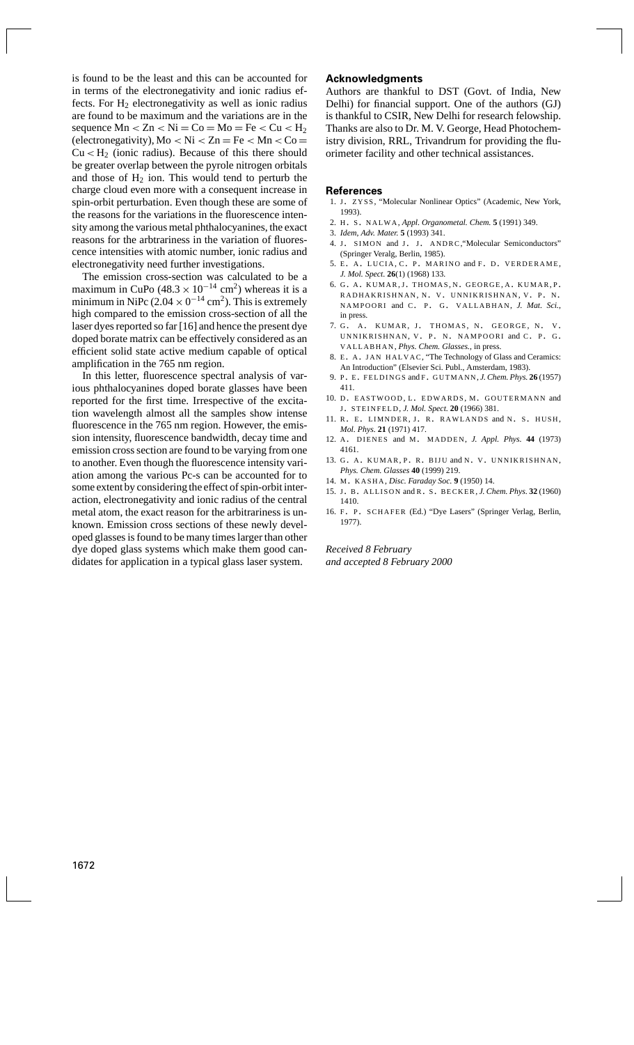is found to be the least and this can be accounted for in terms of the electronegativity and ionic radius effects. For $H_2$ electronegativity as well as ionic radius are found to be maximum and the variations are in the sequence $Mn < Zn < Ni = Co = Mo = Fe < Cu < H_2$ (electronegativity), $Mo < Ni < Zn = Fe < Mn < Co = Cu < H_2$ (ionic radius). Because of this there should be greater overlap between the pyrole nitrogen orbitals and those of $H_2$ ion. This would tend to perturb the charge cloud even more with a consequent increase in spin-orbit perturbation. Even though these are some of the reasons for the variations in the fluorescence intensity among the various metal phthalocyanines, the exact reasons for the arbtrariness in the variation of fluorescence intensities with atomic number, ionic radius and electronegativity need further investigations.

The emission cross-section was calculated to be a maximum in CuPo ($48.3 \times 10^{-14}$ cm$^2$) whereas it is a minimum in NiPc ($2.04 \times 0^{-14}$ cm$^2$). This is extremely high compared to the emission cross-section of all the laser dyes reported so far [16] and hence the present dye doped borate matrix can be effectively considered as an efficient solid state active medium capable of optical amplification in the 765 nm region.

In this letter, fluorescence spectral analysis of various phthalocyanines doped borate glasses have been reported for the first time. Irrespective of the excitation wavelength almost all the samples show intense fluorescence in the 765 nm region. However, the emission intensity, fluorescence bandwidth, decay time and emission cross section are found to be varying from one to another. Even though the fluorescence intensity variation among the various Pc-s can be accounted for to some extent by considering the effect of spin-orbit interaction, electronegativity and ionic radius of the central metal atom, the exact reason for the arbitrariness is unknown. Emission cross sections of these newly developed glasses is found to be many times larger than other dye doped glass systems which make them good candidates for application in a typical glass laser system.

## Acknowledgments

Authors are thankful to DST (Govt. of India, New Delhi) for financial support. One of the authors (GJ) is thankful to CSIR, New Delhi for research felowship. Thanks are also to Dr. M. V. George, Head Photochemistry division, RRL, Trivandrum for providing the fluorimeter facility and other technical assistances.

## References

1. J. ZYSS, "Molecular Nonlinear Optics" (Academic, New York, 1993).
2. H. S. NALWA, *Appl. Organometal. Chem.* **5** (1991) 349.
3. *Idem*, *Adv. Mater.* **5** (1993) 341.
4. J. SIMON and J. J. ANDRC,"Molecular Semiconductors" (Springer Veralg, Berlin, 1985).
5. E. A. LUCIA, C. P. MARINO and F. D. VERDERAME, *J. Mol. Spect.* **26**(1) (1968) 133.
6. G. A. KUMAR, J. THOMAS, N. GEORGE, A. KUMAR, P. RADHAKRISHNAN, N. V. UNNIKRISHNAN, V. P. N. NAMPOORI and C. P. G. VALLABHAN, *J. Mat. Sci.*, in press.
7. G. A. KUMAR, J. THOMAS, N. GEORGE, N. V. UNNIKRISHNAN, V. P. N. NAMPOORI and C. P. G. VALLABHAN, *Phys. Chem. Glasses.*, in press.
8. E. A. JAN HALVAC, "The Technology of Glass and Ceramics: An Introduction" (Elsevier Sci. Publ., Amsterdam, 1983).
9. P. E. FELDINGS and F. GUTMANN, *J. Chem. Phys.* **26** (1957) 411.
10. D. EASTWOOD, L. EDWARDS, M. GOUTERMANN and J. STEINFELD, *J. Mol. Spect.* **20** (1966) 381.
11. R. E. LIMNDER, J. R. RAWLANDS and N. S. HUSH, *Mol. Phys.* **21** (1971) 417.
12. A. DIENES and M. MADDEN, *J. Appl. Phys.* **44** (1973) 4161.
13. G. A. KUMAR, P. R. BIJU and N. V. UNNIKRISHNAN, *Phys. Chem. Glasses* **40** (1999) 219.
14. M. KASHA, *Disc. Faraday Soc.* **9** (1950) 14.
15. J. B. ALLISON and R. S. BECKER, *J. Chem. Phys.* **32** (1960) 1410.
16. F. P. SCHAFER (Ed.) "Dye Lasers" (Springer Verlag, Berlin, 1977).

*Received 8 February and accepted 8 February 2000*